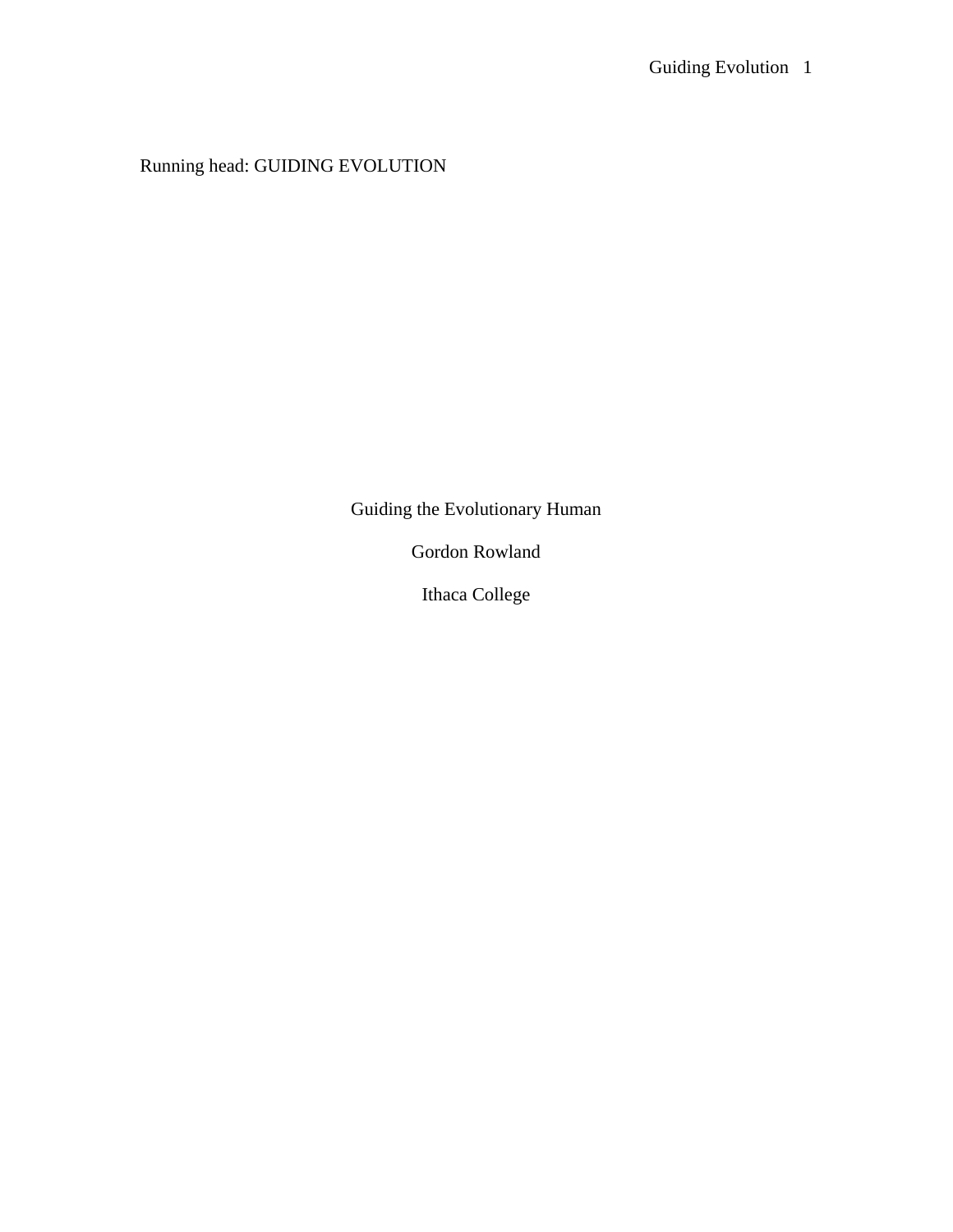Running head: GUIDING EVOLUTION

# Guiding the Evolutionary Human

Gordon Rowland

Ithaca College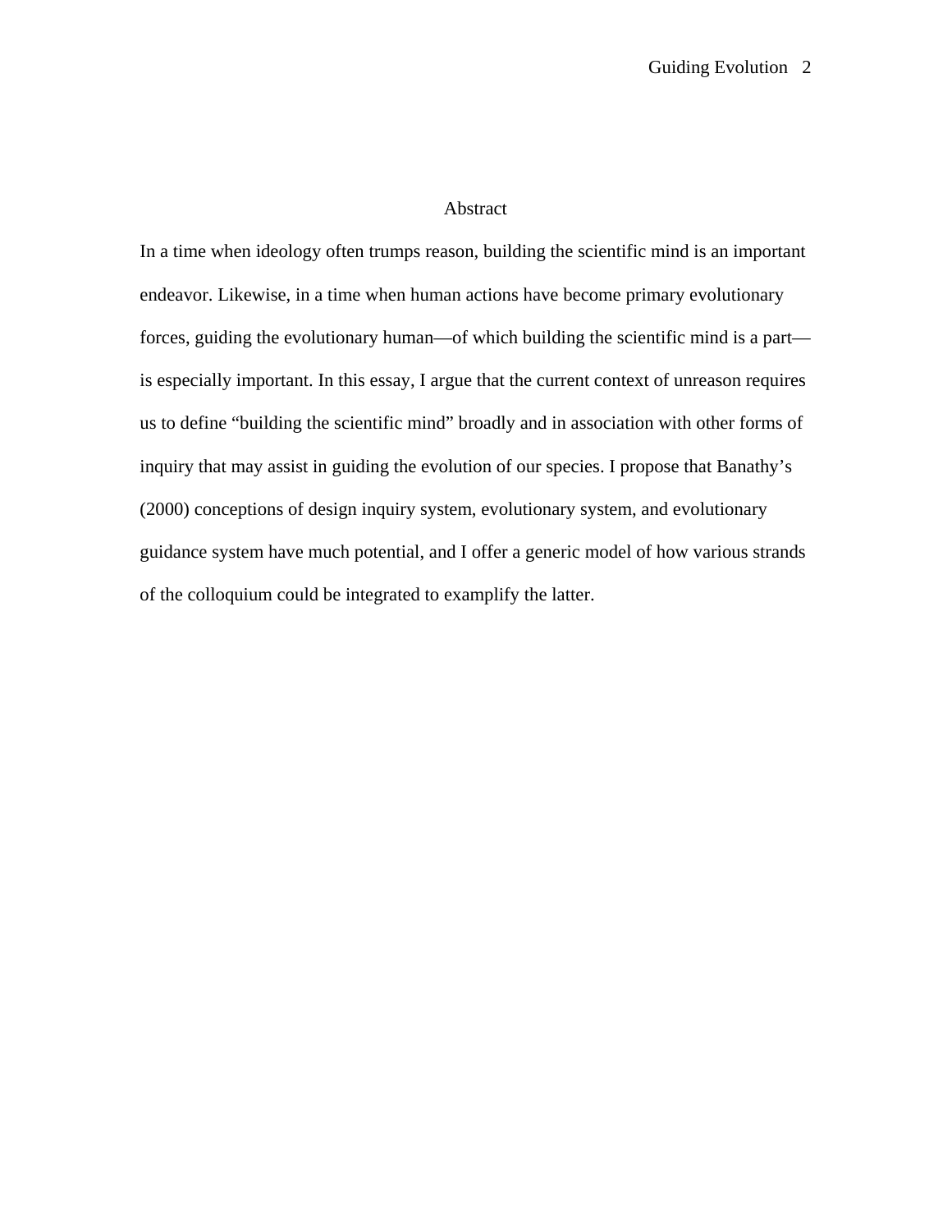# Abstract

In a time when ideology often trumps reason, building the scientific mind is an important endeavor. Likewise, in a time when human actions have become primary evolutionary forces, guiding the evolutionary human—of which building the scientific mind is a part—is especially important. In this essay, I argue that the current context of unreason requires us to define "building the scientific mind" broadly and in association with other forms of inquiry that may assist in guiding the evolution of our species. I propose that Banathy's (2000) conceptions of design inquiry system, evolutionary system, and evolutionary guidance system have much potential, and I offer a generic model of how various strands of the colloquium could be integrated to examplify the latter.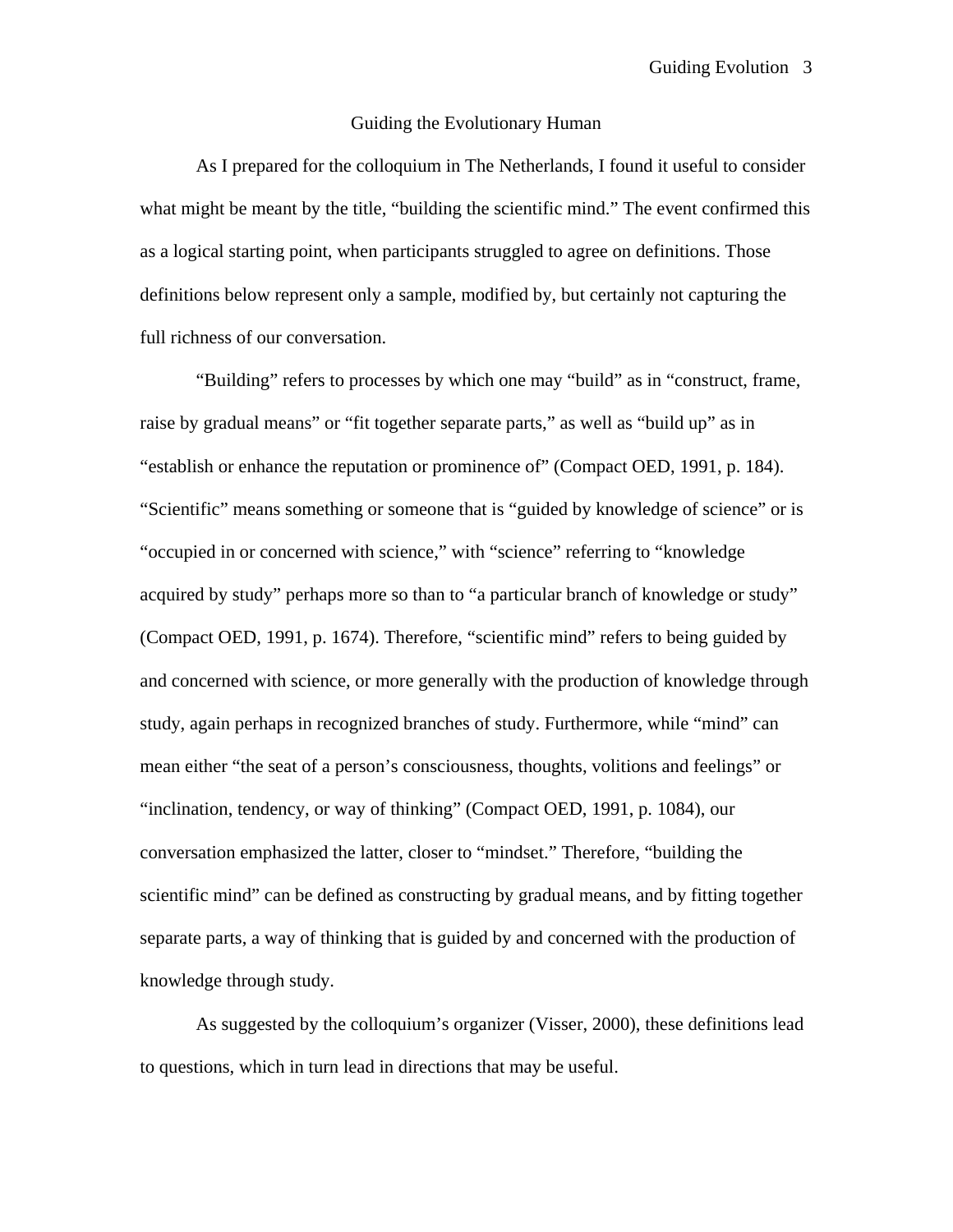# Guiding the Evolutionary Human

As I prepared for the colloquium in The Netherlands, I found it useful to consider what might be meant by the title, "building the scientific mind." The event confirmed this as a logical starting point, when participants struggled to agree on definitions. Those definitions below represent only a sample, modified by, but certainly not capturing the full richness of our conversation.

"Building" refers to processes by which one may "build" as in "construct, frame, raise by gradual means" or "fit together separate parts," as well as "build up" as in "establish or enhance the reputation or prominence of" (Compact OED, 1991, p. 184). "Scientific" means something or someone that is "guided by knowledge of science" or is "occupied in or concerned with science," with "science" referring to "knowledge acquired by study" perhaps more so than to "a particular branch of knowledge or study" (Compact OED, 1991, p. 1674). Therefore, "scientific mind" refers to being guided by and concerned with science, or more generally with the production of knowledge through study, again perhaps in recognized branches of study. Furthermore, while "mind" can mean either "the seat of a person's consciousness, thoughts, volitions and feelings" or "inclination, tendency, or way of thinking" (Compact OED, 1991, p. 1084), our conversation emphasized the latter, closer to "mindset." Therefore, "building the scientific mind" can be defined as constructing by gradual means, and by fitting together separate parts, a way of thinking that is guided by and concerned with the production of knowledge through study.

As suggested by the colloquium's organizer (Visser, 2000), these definitions lead to questions, which in turn lead in directions that may be useful.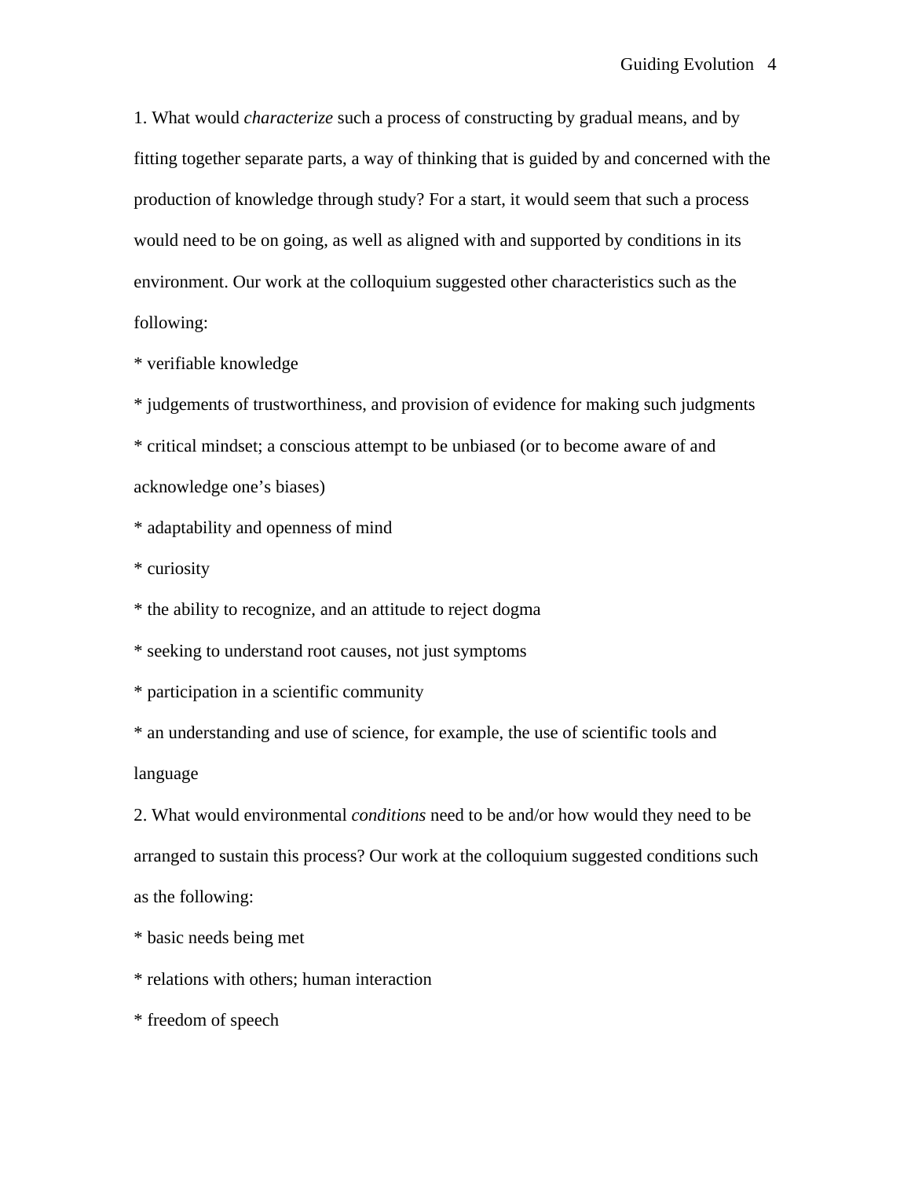1. What would *characterize* such a process of constructing by gradual means, and by fitting together separate parts, a way of thinking that is guided by and concerned with the production of knowledge through study? For a start, it would seem that such a process would need to be on going, as well as aligned with and supported by conditions in its environment. Our work at the colloquium suggested other characteristics such as the following:

* verifiable knowledge
* judgements of trustworthiness, and provision of evidence for making such judgments
* critical mindset; a conscious attempt to be unbiased (or to become aware of and acknowledge one's biases)
* adaptability and openness of mind
* curiosity
* the ability to recognize, and an attitude to reject dogma
* seeking to understand root causes, not just symptoms
* participation in a scientific community
* an understanding and use of science, for example, the use of scientific tools and language

2. What would environmental *conditions* need to be and/or how would they need to be arranged to sustain this process? Our work at the colloquium suggested conditions such as the following:

* basic needs being met
* relations with others; human interaction
* freedom of speech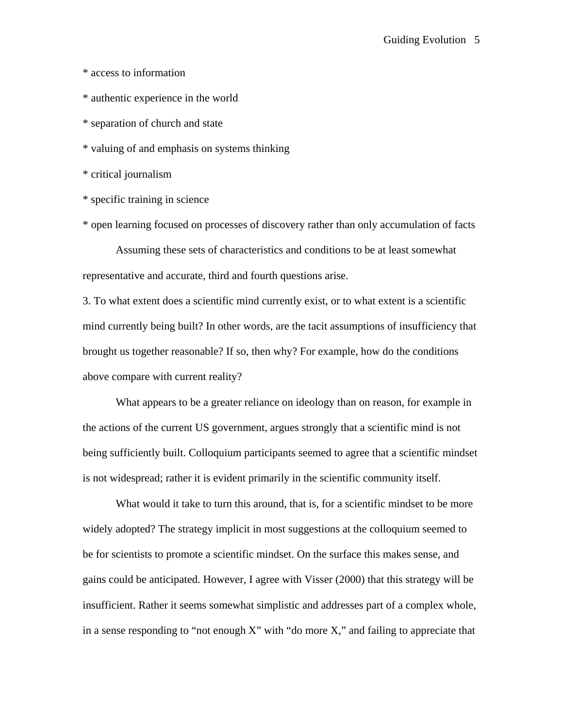* access to information

* authentic experience in the world

* separation of church and state

* valuing of and emphasis on systems thinking

* critical journalism

* specific training in science

* open learning focused on processes of discovery rather than only accumulation of facts

Assuming these sets of characteristics and conditions to be at least somewhat representative and accurate, third and fourth questions arise.

3. To what extent does a scientific mind currently exist, or to what extent is a scientific mind currently being built? In other words, are the tacit assumptions of insufficiency that brought us together reasonable? If so, then why? For example, how do the conditions above compare with current reality?

What appears to be a greater reliance on ideology than on reason, for example in the actions of the current US government, argues strongly that a scientific mind is not being sufficiently built. Colloquium participants seemed to agree that a scientific mindset is not widespread; rather it is evident primarily in the scientific community itself.

What would it take to turn this around, that is, for a scientific mindset to be more widely adopted? The strategy implicit in most suggestions at the colloquium seemed to be for scientists to promote a scientific mindset. On the surface this makes sense, and gains could be anticipated. However, I agree with Visser (2000) that this strategy will be insufficient. Rather it seems somewhat simplistic and addresses part of a complex whole, in a sense responding to "not enough X" with "do more X," and failing to appreciate that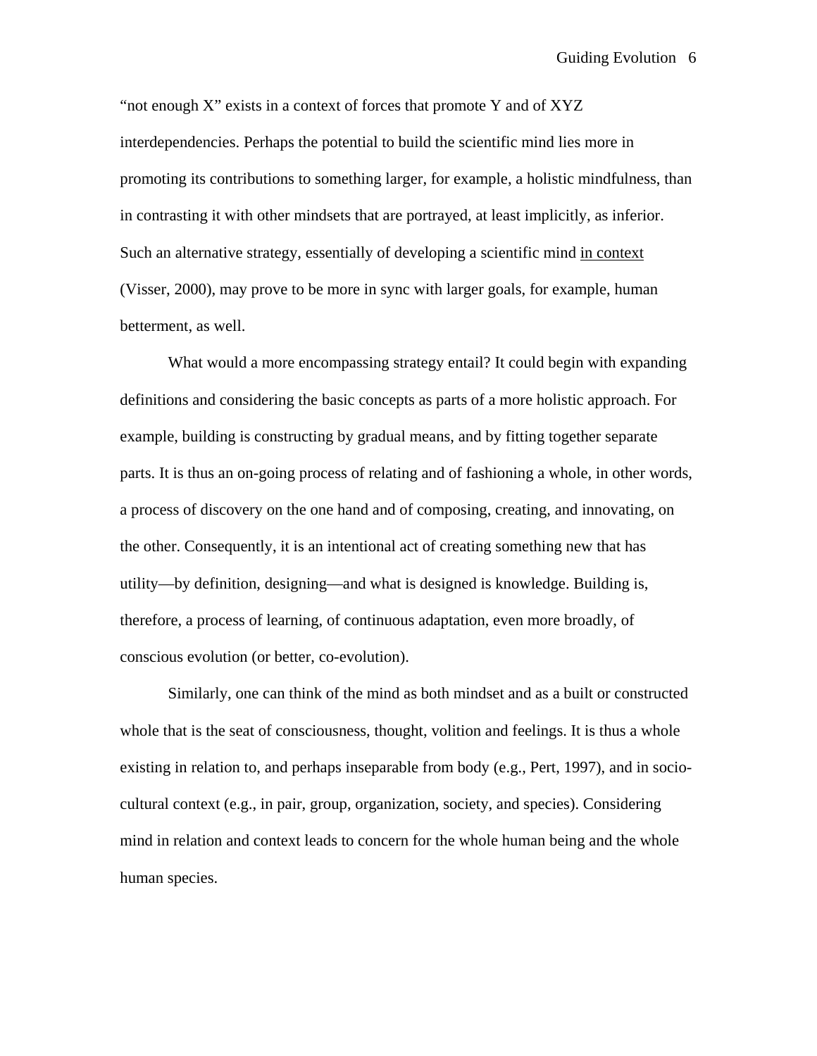“not enough X” exists in a context of forces that promote Y and of XYZ interdependencies. Perhaps the potential to build the scientific mind lies more in promoting its contributions to something larger, for example, a holistic mindfulness, than in contrasting it with other mindsets that are portrayed, at least implicitly, as inferior. Such an alternative strategy, essentially of developing a scientific mind <u>in context</u> (Visser, 2000), may prove to be more in sync with larger goals, for example, human betterment, as well.

What would a more encompassing strategy entail? It could begin with expanding definitions and considering the basic concepts as parts of a more holistic approach. For example, building is constructing by gradual means, and by fitting together separate parts. It is thus an on-going process of relating and of fashioning a whole, in other words, a process of discovery on the one hand and of composing, creating, and innovating, on the other. Consequently, it is an intentional act of creating something new that has utility—by definition, designing—and what is designed is knowledge. Building is, therefore, a process of learning, of continuous adaptation, even more broadly, of conscious evolution (or better, co-evolution).

Similarly, one can think of the mind as both mindset and as a built or constructed whole that is the seat of consciousness, thought, volition and feelings. It is thus a whole existing in relation to, and perhaps inseparable from body (e.g., Pert, 1997), and in socio-cultural context (e.g., in pair, group, organization, society, and species). Considering mind in relation and context leads to concern for the whole human being and the whole human species.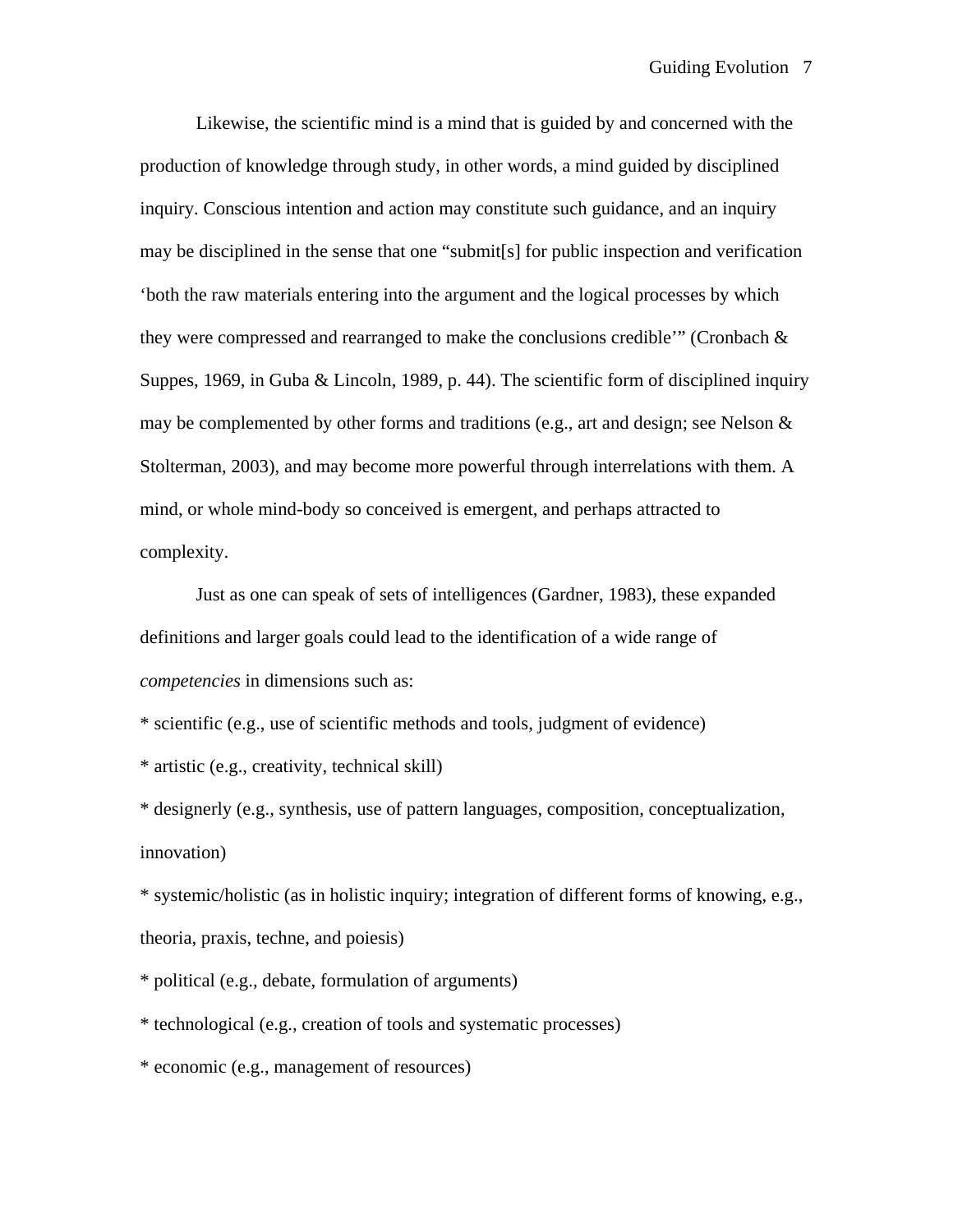Likewise, the scientific mind is a mind that is guided by and concerned with the production of knowledge through study, in other words, a mind guided by disciplined inquiry. Conscious intention and action may constitute such guidance, and an inquiry may be disciplined in the sense that one "submit[s] for public inspection and verification 'both the raw materials entering into the argument and the logical processes by which they were compressed and rearranged to make the conclusions credible'" (Cronbach & Suppes, 1969, in Guba & Lincoln, 1989, p. 44). The scientific form of disciplined inquiry may be complemented by other forms and traditions (e.g., art and design; see Nelson & Stolterman, 2003), and may become more powerful through interrelations with them. A mind, or whole mind-body so conceived is emergent, and perhaps attracted to complexity.

Just as one can speak of sets of intelligences (Gardner, 1983), these expanded definitions and larger goals could lead to the identification of a wide range of *competencies* in dimensions such as:

* scientific (e.g., use of scientific methods and tools, judgment of evidence)
* artistic (e.g., creativity, technical skill)
* designerly (e.g., synthesis, use of pattern languages, composition, conceptualization, innovation)
* systemic/holistic (as in holistic inquiry; integration of different forms of knowing, e.g., theoria, praxis, techne, and poiesis)
* political (e.g., debate, formulation of arguments)
* technological (e.g., creation of tools and systematic processes)
* economic (e.g., management of resources)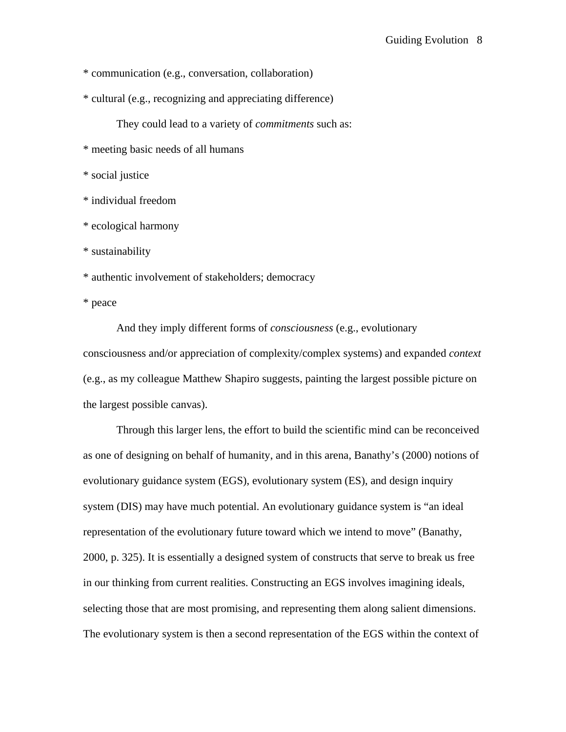* communication (e.g., conversation, collaboration)

* cultural (e.g., recognizing and appreciating difference)

They could lead to a variety of *commitments* such as:

* meeting basic needs of all humans

* social justice

* individual freedom

* ecological harmony

* sustainability

* authentic involvement of stakeholders; democracy

* peace

And they imply different forms of *consciousness* (e.g., evolutionary consciousness and/or appreciation of complexity/complex systems) and expanded *context* (e.g., as my colleague Matthew Shapiro suggests, painting the largest possible picture on the largest possible canvas).

Through this larger lens, the effort to build the scientific mind can be reconceived as one of designing on behalf of humanity, and in this arena, Banathy's (2000) notions of evolutionary guidance system (EGS), evolutionary system (ES), and design inquiry system (DIS) may have much potential. An evolutionary guidance system is "an ideal representation of the evolutionary future toward which we intend to move" (Banathy, 2000, p. 325). It is essentially a designed system of constructs that serve to break us free in our thinking from current realities. Constructing an EGS involves imagining ideals, selecting those that are most promising, and representing them along salient dimensions. The evolutionary system is then a second representation of the EGS within the context of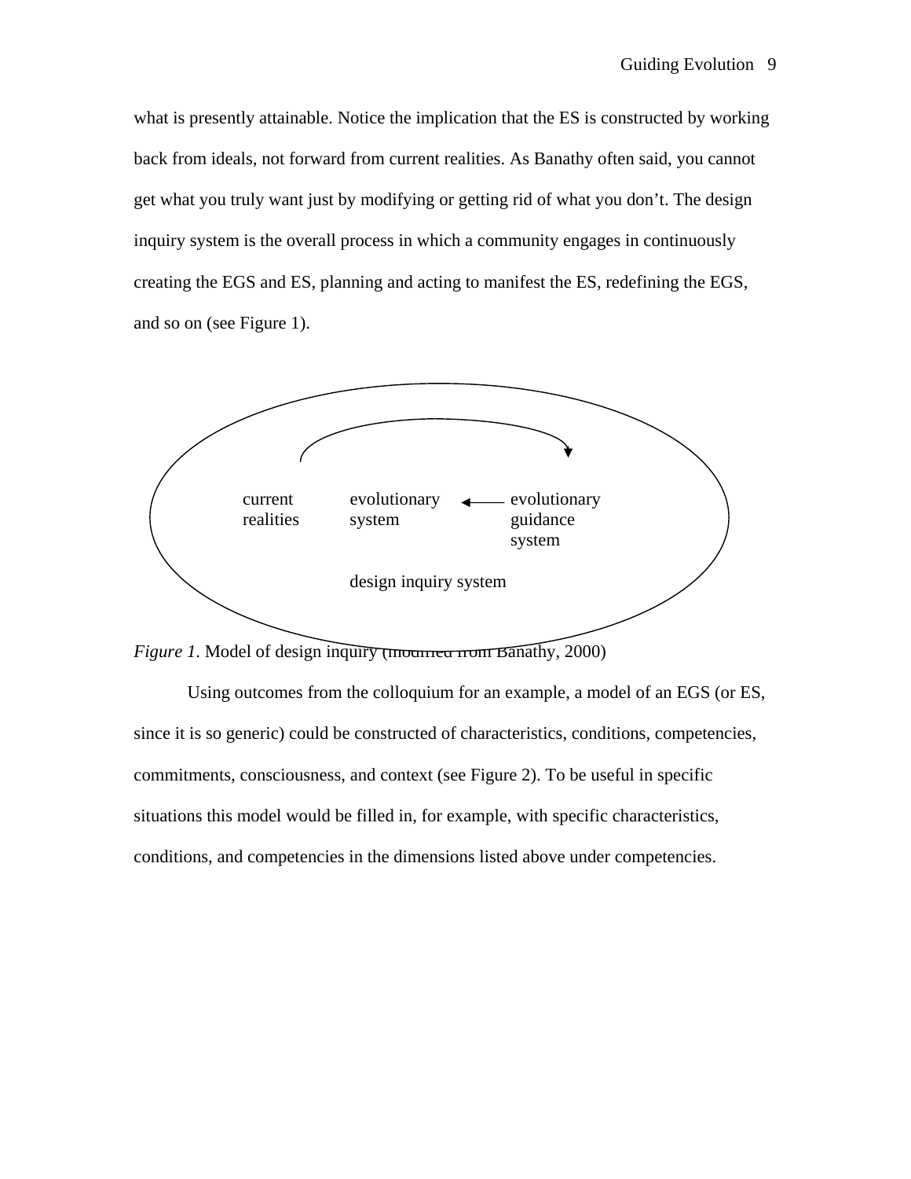what is presently attainable. Notice the implication that the ES is constructed by working back from ideals, not forward from current realities. As Banathy often said, you cannot get what you truly want just by modifying or getting rid of what you don't. The design inquiry system is the overall process in which a community engages in continuously creating the EGS and ES, planning and acting to manifest the ES, redefining the EGS, and so on (see Figure 1).

current realities — evolutionary system ← evolutionary guidance system

design inquiry system

*Figure 1*. Model of design inquiry (modified from Banathy, 2000)

Using outcomes from the colloquium for an example, a model of an EGS (or ES, since it is so generic) could be constructed of characteristics, conditions, competencies, commitments, consciousness, and context (see Figure 2). To be useful in specific situations this model would be filled in, for example, with specific characteristics, conditions, and competencies in the dimensions listed above under competencies.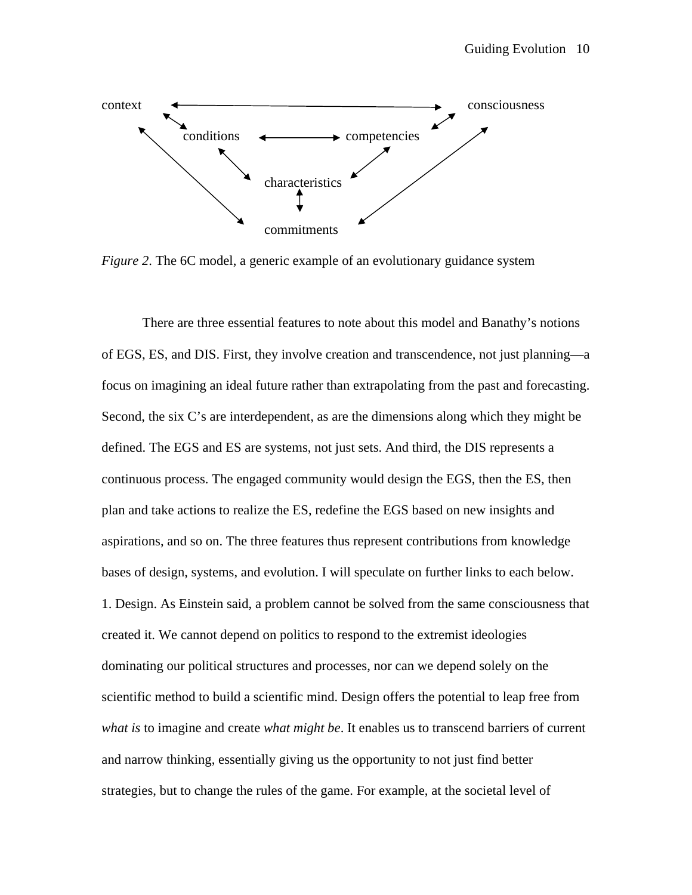context ↔ consciousness

conditions ↔ competencies

characteristics

commitments

*Figure 2*. The 6C model, a generic example of an evolutionary guidance system

There are three essential features to note about this model and Banathy's notions of EGS, ES, and DIS. First, they involve creation and transcendence, not just planning—a focus on imagining an ideal future rather than extrapolating from the past and forecasting. Second, the six C's are interdependent, as are the dimensions along which they might be defined. The EGS and ES are systems, not just sets. And third, the DIS represents a continuous process. The engaged community would design the EGS, then the ES, then plan and take actions to realize the ES, redefine the EGS based on new insights and aspirations, and so on. The three features thus represent contributions from knowledge bases of design, systems, and evolution. I will speculate on further links to each below.

1. Design. As Einstein said, a problem cannot be solved from the same consciousness that created it. We cannot depend on politics to respond to the extremist ideologies dominating our political structures and processes, nor can we depend solely on the scientific method to build a scientific mind. Design offers the potential to leap free from *what is* to imagine and create *what might be*. It enables us to transcend barriers of current and narrow thinking, essentially giving us the opportunity to not just find better strategies, but to change the rules of the game. For example, at the societal level of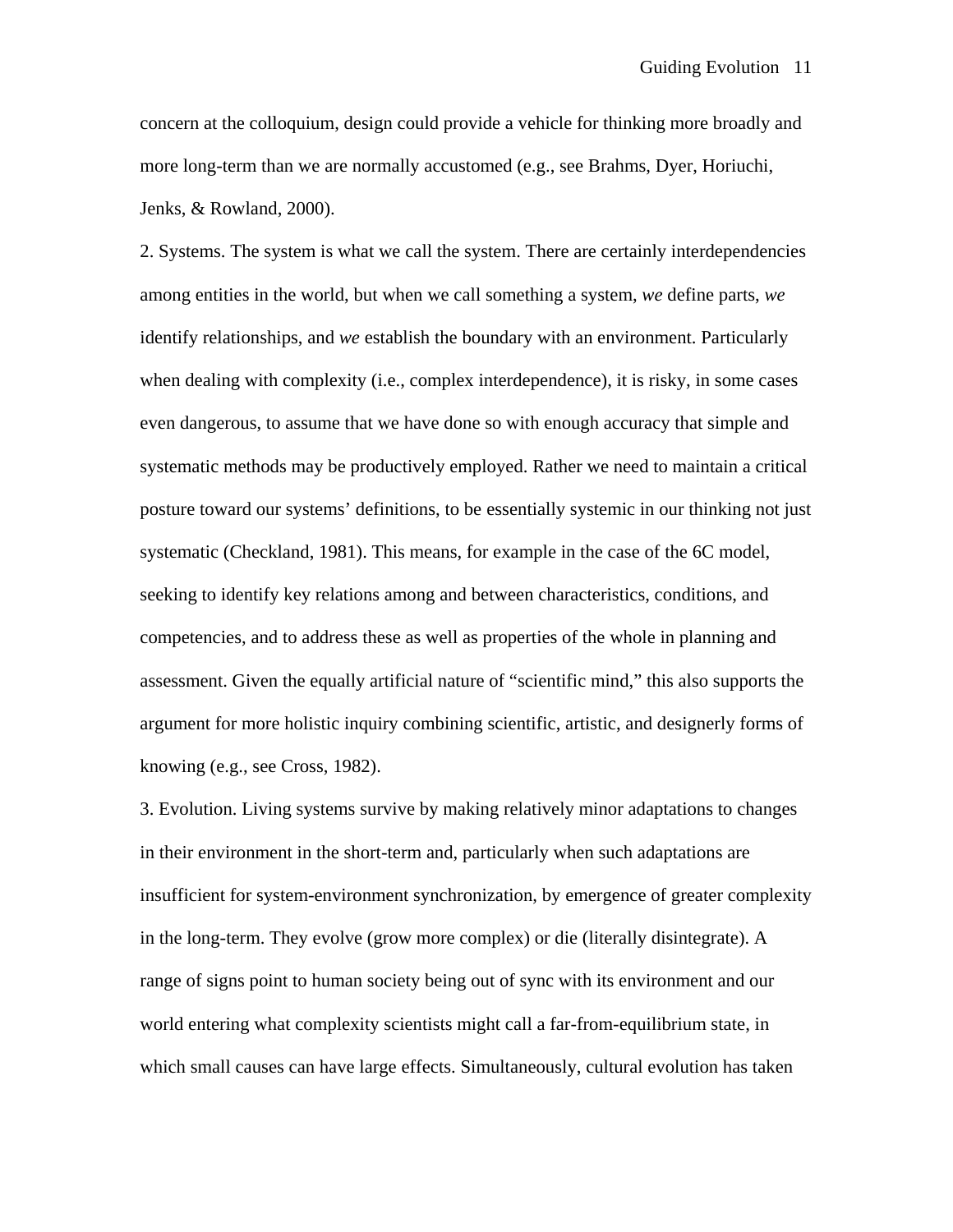concern at the colloquium, design could provide a vehicle for thinking more broadly and more long-term than we are normally accustomed (e.g., see Brahms, Dyer, Horiuchi, Jenks, & Rowland, 2000).

2. Systems. The system is what we call the system. There are certainly interdependencies among entities in the world, but when we call something a system, *we* define parts, *we* identify relationships, and *we* establish the boundary with an environment. Particularly when dealing with complexity (i.e., complex interdependence), it is risky, in some cases even dangerous, to assume that we have done so with enough accuracy that simple and systematic methods may be productively employed. Rather we need to maintain a critical posture toward our systems' definitions, to be essentially systemic in our thinking not just systematic (Checkland, 1981). This means, for example in the case of the 6C model, seeking to identify key relations among and between characteristics, conditions, and competencies, and to address these as well as properties of the whole in planning and assessment. Given the equally artificial nature of "scientific mind," this also supports the argument for more holistic inquiry combining scientific, artistic, and designerly forms of knowing (e.g., see Cross, 1982).

3. Evolution. Living systems survive by making relatively minor adaptations to changes in their environment in the short-term and, particularly when such adaptations are insufficient for system-environment synchronization, by emergence of greater complexity in the long-term. They evolve (grow more complex) or die (literally disintegrate). A range of signs point to human society being out of sync with its environment and our world entering what complexity scientists might call a far-from-equilibrium state, in which small causes can have large effects. Simultaneously, cultural evolution has taken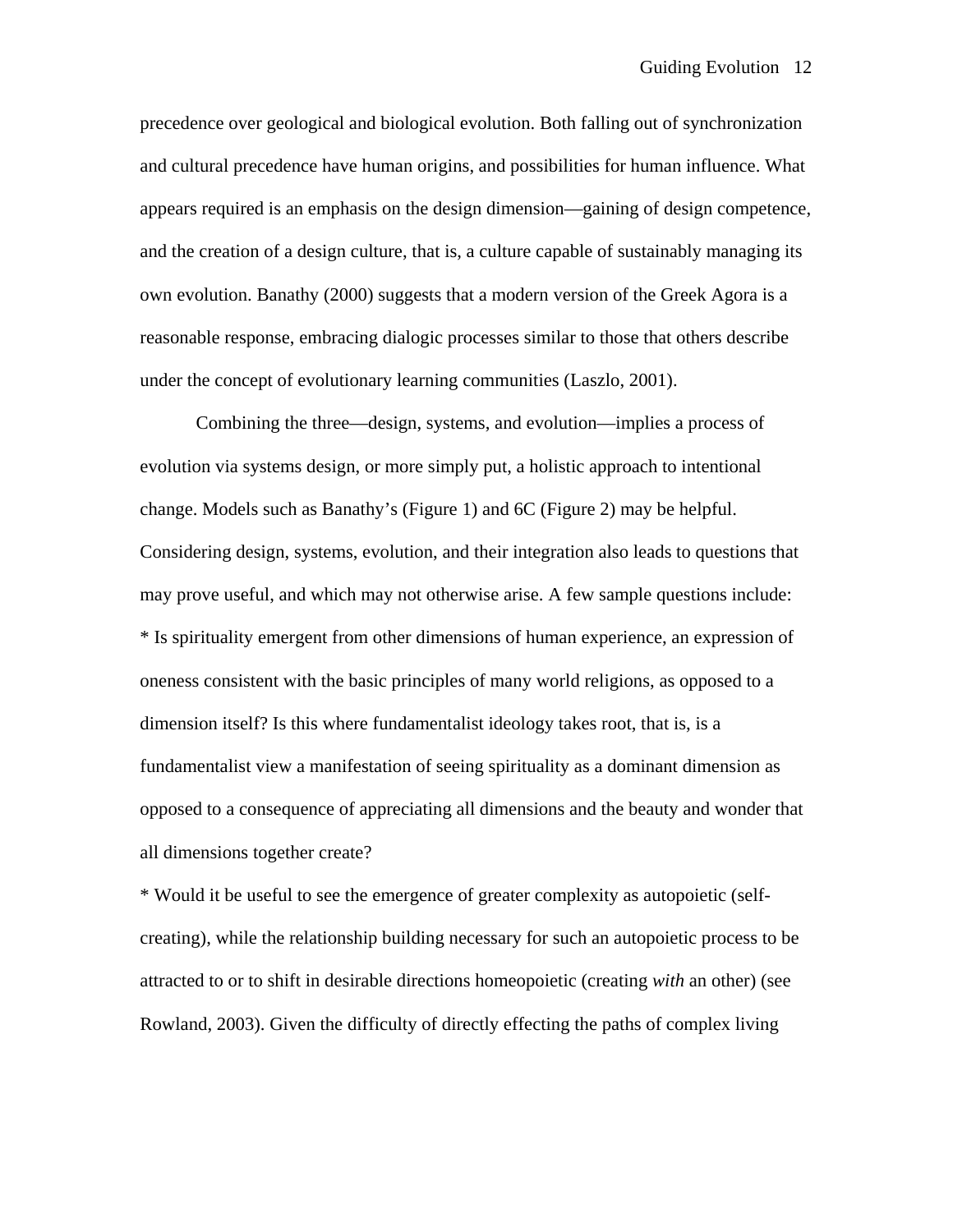precedence over geological and biological evolution. Both falling out of synchronization and cultural precedence have human origins, and possibilities for human influence. What appears required is an emphasis on the design dimension—gaining of design competence, and the creation of a design culture, that is, a culture capable of sustainably managing its own evolution. Banathy (2000) suggests that a modern version of the Greek Agora is a reasonable response, embracing dialogic processes similar to those that others describe under the concept of evolutionary learning communities (Laszlo, 2001).

Combining the three—design, systems, and evolution—implies a process of evolution via systems design, or more simply put, a holistic approach to intentional change. Models such as Banathy's (Figure 1) and 6C (Figure 2) may be helpful. Considering design, systems, evolution, and their integration also leads to questions that may prove useful, and which may not otherwise arise. A few sample questions include:

* Is spirituality emergent from other dimensions of human experience, an expression of oneness consistent with the basic principles of many world religions, as opposed to a dimension itself? Is this where fundamentalist ideology takes root, that is, is a fundamentalist view a manifestation of seeing spirituality as a dominant dimension as opposed to a consequence of appreciating all dimensions and the beauty and wonder that all dimensions together create?

* Would it be useful to see the emergence of greater complexity as autopoietic (self-creating), while the relationship building necessary for such an autopoietic process to be attracted to or to shift in desirable directions homeopoietic (creating *with* an other) (see Rowland, 2003). Given the difficulty of directly effecting the paths of complex living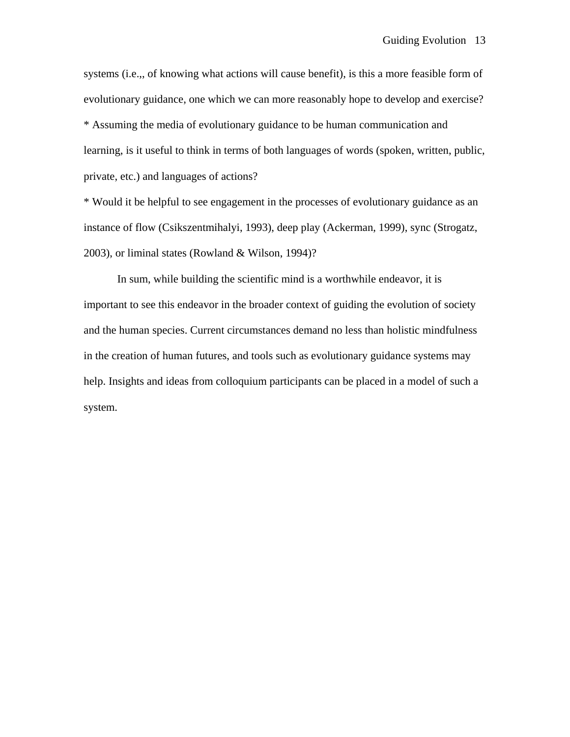systems (i.e.,, of knowing what actions will cause benefit), is this a more feasible form of evolutionary guidance, one which we can more reasonably hope to develop and exercise?

* Assuming the media of evolutionary guidance to be human communication and learning, is it useful to think in terms of both languages of words (spoken, written, public, private, etc.) and languages of actions?

* Would it be helpful to see engagement in the processes of evolutionary guidance as an instance of flow (Csikszentmihalyi, 1993), deep play (Ackerman, 1999), sync (Strogatz, 2003), or liminal states (Rowland & Wilson, 1994)?

In sum, while building the scientific mind is a worthwhile endeavor, it is important to see this endeavor in the broader context of guiding the evolution of society and the human species. Current circumstances demand no less than holistic mindfulness in the creation of human futures, and tools such as evolutionary guidance systems may help. Insights and ideas from colloquium participants can be placed in a model of such a system.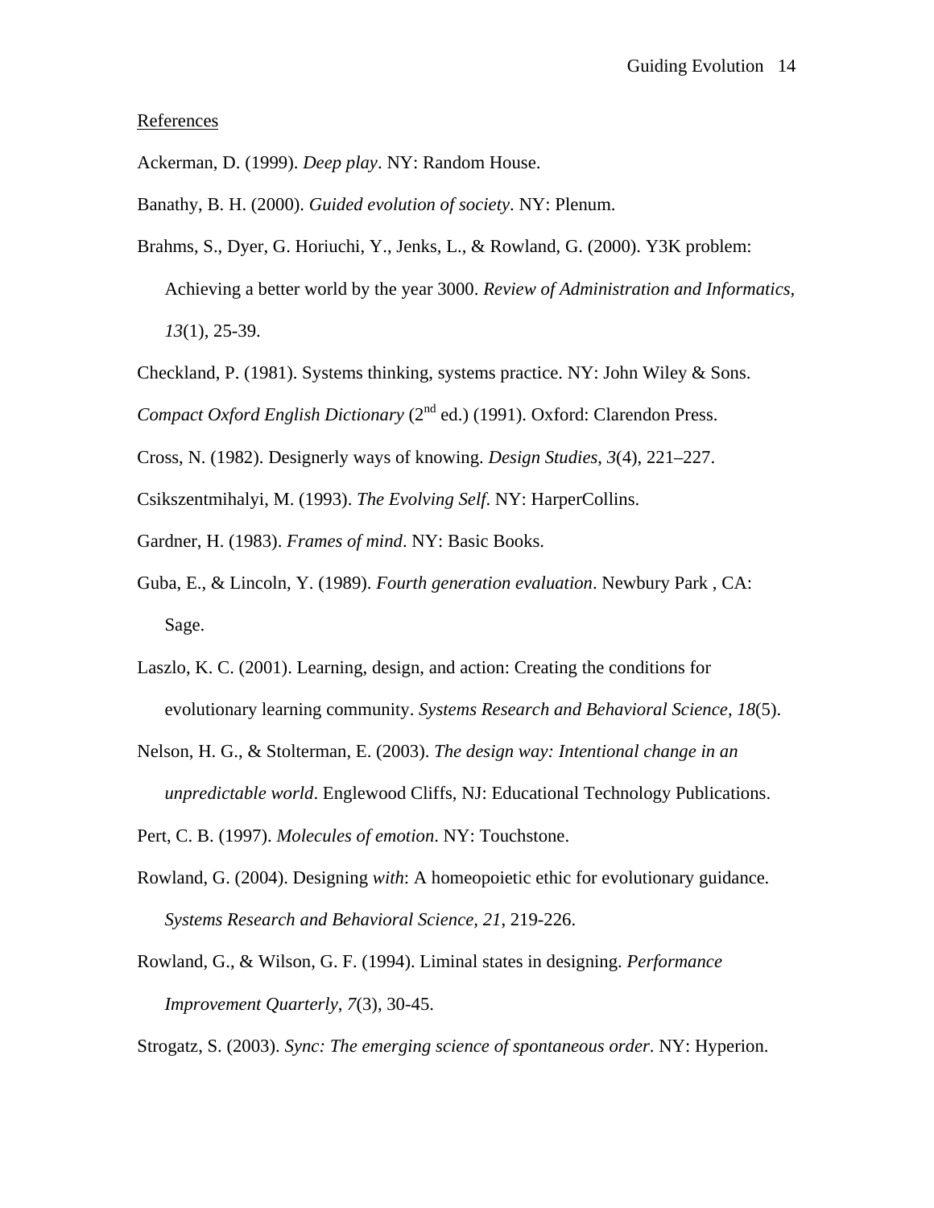References

Ackerman, D. (1999). *Deep play*. NY: Random House.

Banathy, B. H. (2000). *Guided evolution of society*. NY: Plenum.

Brahms, S., Dyer, G. Horiuchi, Y., Jenks, L., & Rowland, G. (2000). Y3K problem: Achieving a better world by the year 3000. *Review of Administration and Informatics, 13*(1), 25-39.

Checkland, P. (1981). Systems thinking, systems practice. NY: John Wiley & Sons.

*Compact Oxford English Dictionary* (2nd ed.) (1991). Oxford: Clarendon Press.

Cross, N. (1982). Designerly ways of knowing. *Design Studies, 3*(4), 221–227.

Csikszentmihalyi, M. (1993). *The Evolving Self*. NY: HarperCollins.

Gardner, H. (1983). *Frames of mind*. NY: Basic Books.

Guba, E., & Lincoln, Y. (1989). *Fourth generation evaluation*. Newbury Park , CA: Sage.

Laszlo, K. C. (2001). Learning, design, and action: Creating the conditions for evolutionary learning community. *Systems Research and Behavioral Science, 18*(5).

Nelson, H. G., & Stolterman, E. (2003). *The design way: Intentional change in an unpredictable world*. Englewood Cliffs, NJ: Educational Technology Publications.

Pert, C. B. (1997). *Molecules of emotion*. NY: Touchstone.

Rowland, G. (2004). Designing *with*: A homeopoietic ethic for evolutionary guidance. *Systems Research and Behavioral Science, 21*, 219-226.

Rowland, G., & Wilson, G. F. (1994). Liminal states in designing. *Performance Improvement Quarterly, 7*(3), 30-45.

Strogatz, S. (2003). *Sync: The emerging science of spontaneous order*. NY: Hyperion.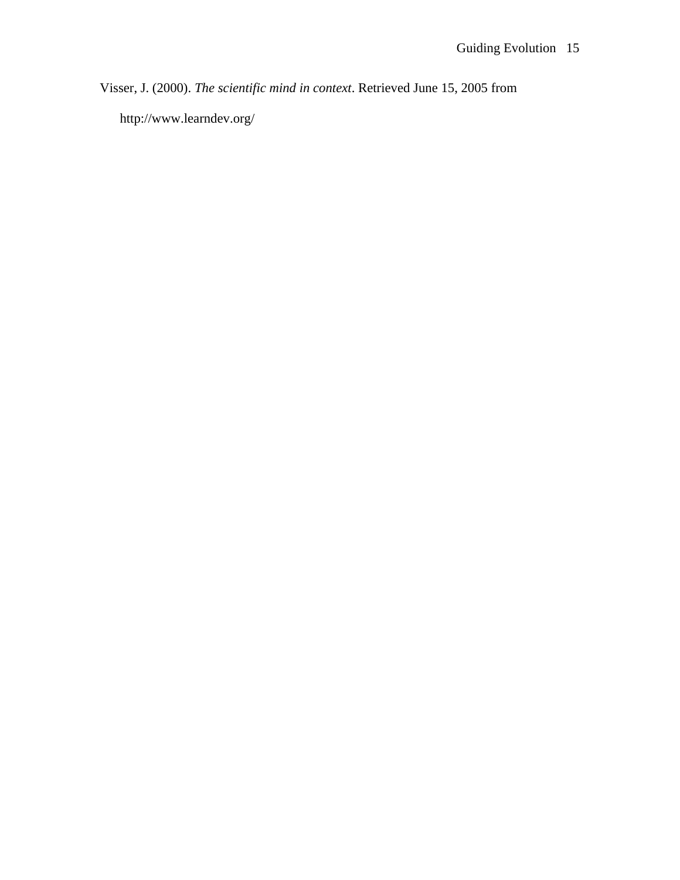Visser, J. (2000). *The scientific mind in context*. Retrieved June 15, 2005 from http://www.learndev.org/